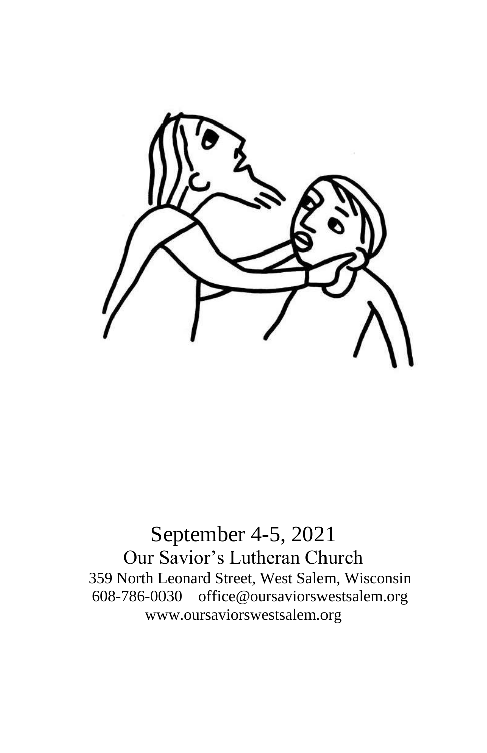September 4-5, 2021

Our Savior's Lutheran Church

359 North Leonard Street, West Salem, Wisconsin

608-786-0030 office@oursaviorswestsalem.org

www.oursaviorswestsalem.org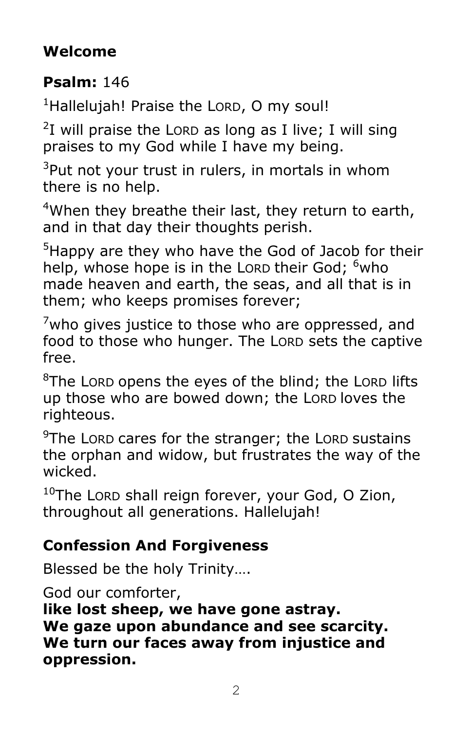## Welcome

## Psalm: 146

[1]Hallelujah! Praise the LORD, O my soul!

[2]I will praise the LORD as long as I live; I will sing praises to my God while I have my being.

[3]Put not your trust in rulers, in mortals in whom there is no help.

[4]When they breathe their last, they return to earth, and in that day their thoughts perish.

[5]Happy are they who have the God of Jacob for their help, whose hope is in the LORD their God; [6]who made heaven and earth, the seas, and all that is in them; who keeps promises forever;

[7]who gives justice to those who are oppressed, and food to those who hunger. The LORD sets the captive free.

[8]The LORD opens the eyes of the blind; the LORD lifts up those who are bowed down; the LORD loves the righteous.

[9]The LORD cares for the stranger; the LORD sustains the orphan and widow, but frustrates the way of the wicked.

[10]The LORD shall reign forever, your God, O Zion, throughout all generations. Hallelujah!

## Confession And Forgiveness

Blessed be the holy Trinity….

God our comforter,
**like lost sheep, we have gone astray.**
**We gaze upon abundance and see scarcity.**
**We turn our faces away from injustice and oppression.**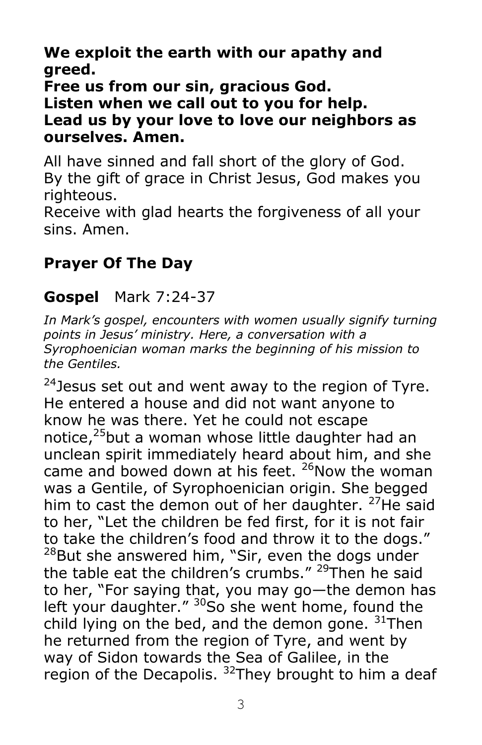**We exploit the earth with our apathy and greed.**
**Free us from our sin, gracious God.**
**Listen when we call out to you for help.**
**Lead us by your love to love our neighbors as ourselves. Amen.**

All have sinned and fall short of the glory of God.
By the gift of grace in Christ Jesus, God makes you righteous.
Receive with glad hearts the forgiveness of all your sins. Amen.

## Prayer Of The Day

## Gospel Mark 7:24-37

*In Mark's gospel, encounters with women usually signify turning points in Jesus' ministry. Here, a conversation with a Syrophoenician woman marks the beginning of his mission to the Gentiles.*

[24]Jesus set out and went away to the region of Tyre. He entered a house and did not want anyone to know he was there. Yet he could not escape notice,[25]but a woman whose little daughter had an unclean spirit immediately heard about him, and she came and bowed down at his feet. [26]Now the woman was a Gentile, of Syrophoenician origin. She begged him to cast the demon out of her daughter. [27]He said to her, "Let the children be fed first, for it is not fair to take the children's food and throw it to the dogs." [28]But she answered him, "Sir, even the dogs under the table eat the children's crumbs." [29]Then he said to her, "For saying that, you may go—the demon has left your daughter." [30]So she went home, found the child lying on the bed, and the demon gone. [31]Then he returned from the region of Tyre, and went by way of Sidon towards the Sea of Galilee, in the region of the Decapolis. [32]They brought to him a deaf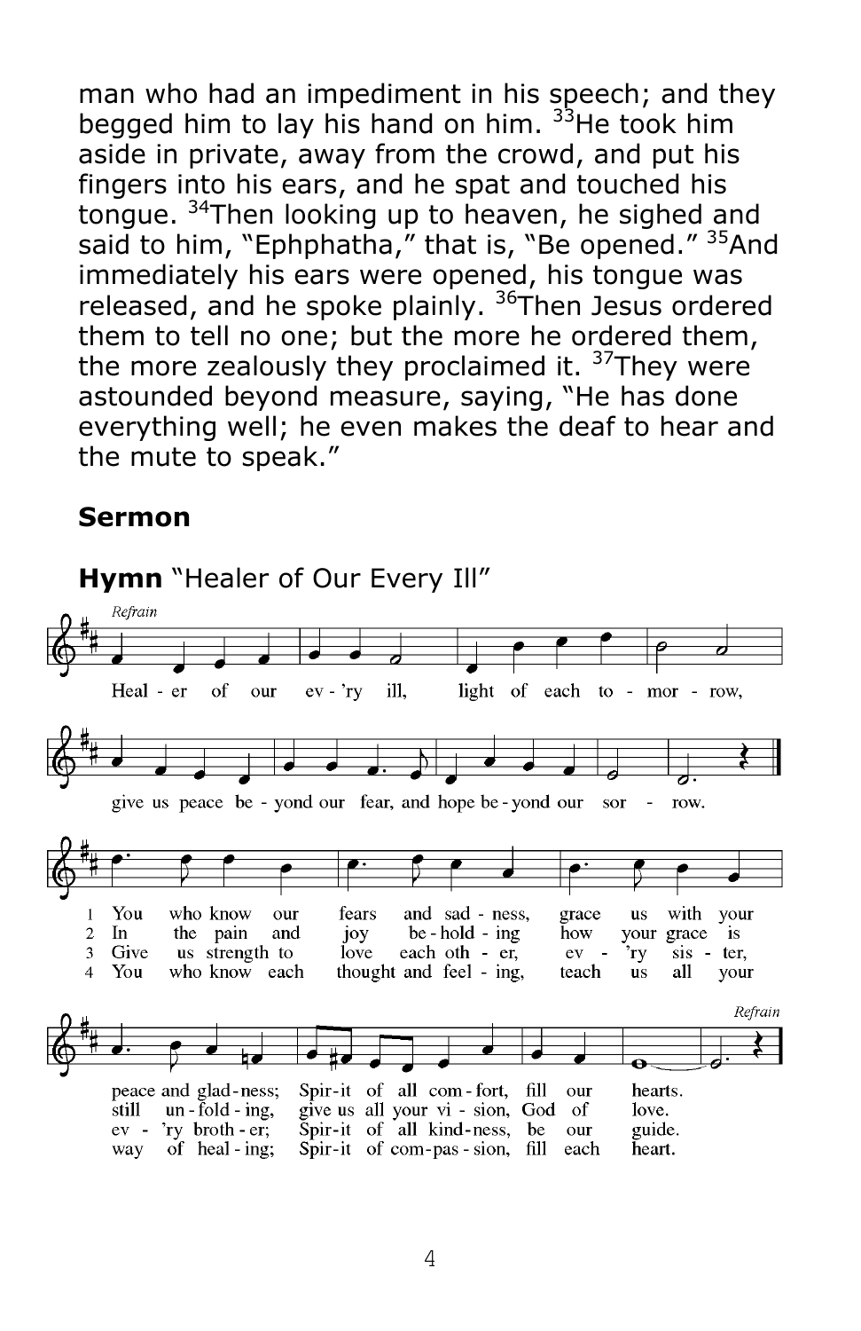man who had an impediment in his speech; and they begged him to lay his hand on him. [33]He took him aside in private, away from the crowd, and put his fingers into his ears, and he spat and touched his tongue. [34]Then looking up to heaven, he sighed and said to him, "Ephphatha," that is, "Be opened." [35]And immediately his ears were opened, his tongue was released, and he spoke plainly. [36]Then Jesus ordered them to tell no one; but the more he ordered them, the more zealously they proclaimed it. [37]They were astounded beyond measure, saying, "He has done everything well; he even makes the deaf to hear and the mute to speak."

**Sermon**

**Hymn** "Healer of Our Every Ill"

*Refrain*

Healer of our every ill, light of each tomorrow,
give us peace beyond our fear, and hope beyond our sorrow.

1 You who know our fears and sadness, grace us with your peace and gladness; Spirit of all comfort, fill our hearts.

2 In the pain and joy beholding how your grace is still unfolding, give us all your vision, God of love.

3 Give us strength to love each other, every sister, every brother; Spirit of all kindness, be our guide.

4 You who know each thought and feeling, teach us all your way of healing; Spirit of compassion, fill each heart.

*Refrain*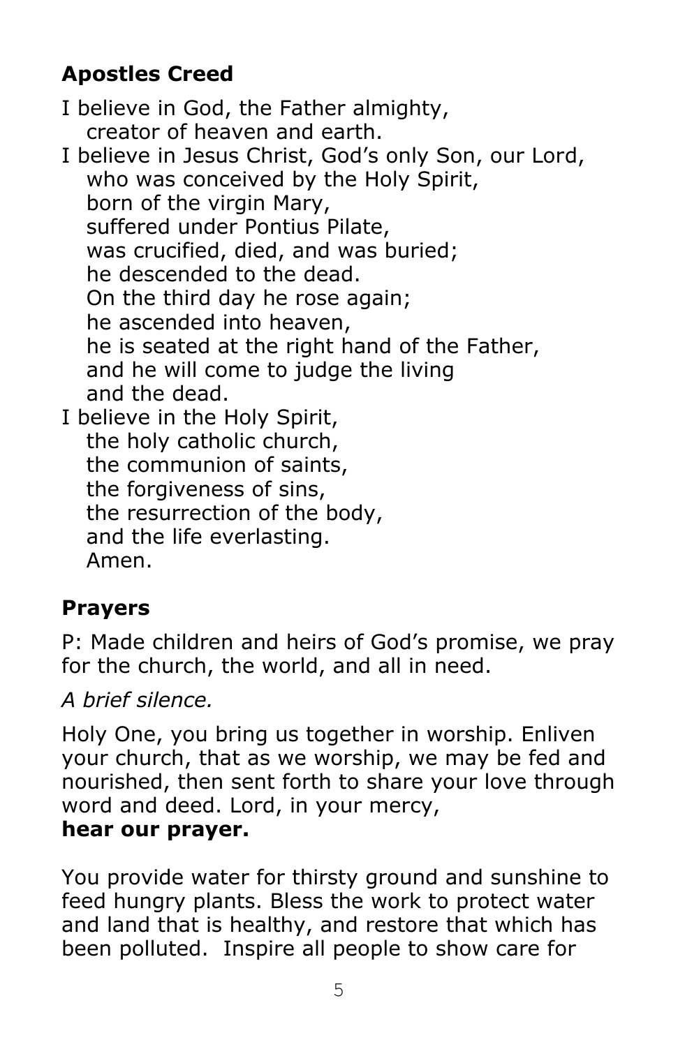### Apostles Creed

I believe in God, the Father almighty,
   creator of heaven and earth.
I believe in Jesus Christ, God's only Son, our Lord,
   who was conceived by the Holy Spirit,
   born of the virgin Mary,
   suffered under Pontius Pilate,
   was crucified, died, and was buried;
   he descended to the dead.
   On the third day he rose again;
   he ascended into heaven,
   he is seated at the right hand of the Father,
   and he will come to judge the living
   and the dead.
I believe in the Holy Spirit,
   the holy catholic church,
   the communion of saints,
   the forgiveness of sins,
   the resurrection of the body,
   and the life everlasting.
   Amen.

### Prayers

P: Made children and heirs of God's promise, we pray for the church, the world, and all in need.

*A brief silence.*

Holy One, you bring us together in worship. Enliven your church, that as we worship, we may be fed and nourished, then sent forth to share your love through word and deed. Lord, in your mercy,
**hear our prayer.**

You provide water for thirsty ground and sunshine to feed hungry plants. Bless the work to protect water and land that is healthy, and restore that which has been polluted. Inspire all people to show care for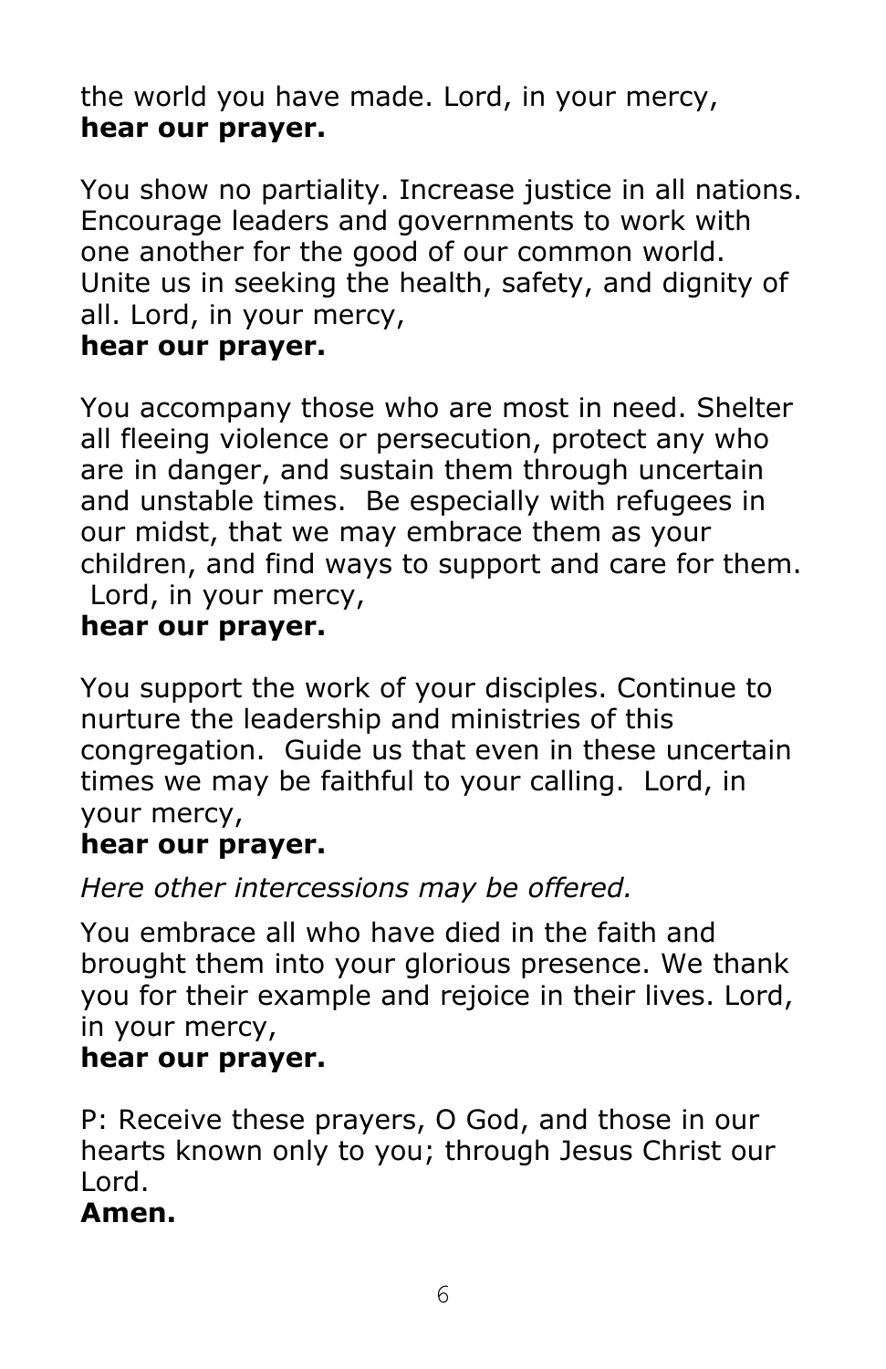the world you have made. Lord, in your mercy,
**hear our prayer.**

You show no partiality. Increase justice in all nations. Encourage leaders and governments to work with one another for the good of our common world. Unite us in seeking the health, safety, and dignity of all. Lord, in your mercy,
**hear our prayer.**

You accompany those who are most in need. Shelter all fleeing violence or persecution, protect any who are in danger, and sustain them through uncertain and unstable times. Be especially with refugees in our midst, that we may embrace them as your children, and find ways to support and care for them. Lord, in your mercy,
**hear our prayer.**

You support the work of your disciples. Continue to nurture the leadership and ministries of this congregation. Guide us that even in these uncertain times we may be faithful to your calling. Lord, in your mercy,
**hear our prayer.**

*Here other intercessions may be offered.*

You embrace all who have died in the faith and brought them into your glorious presence. We thank you for their example and rejoice in their lives. Lord, in your mercy,
**hear our prayer.**

P: Receive these prayers, O God, and those in our hearts known only to you; through Jesus Christ our Lord.
**Amen.**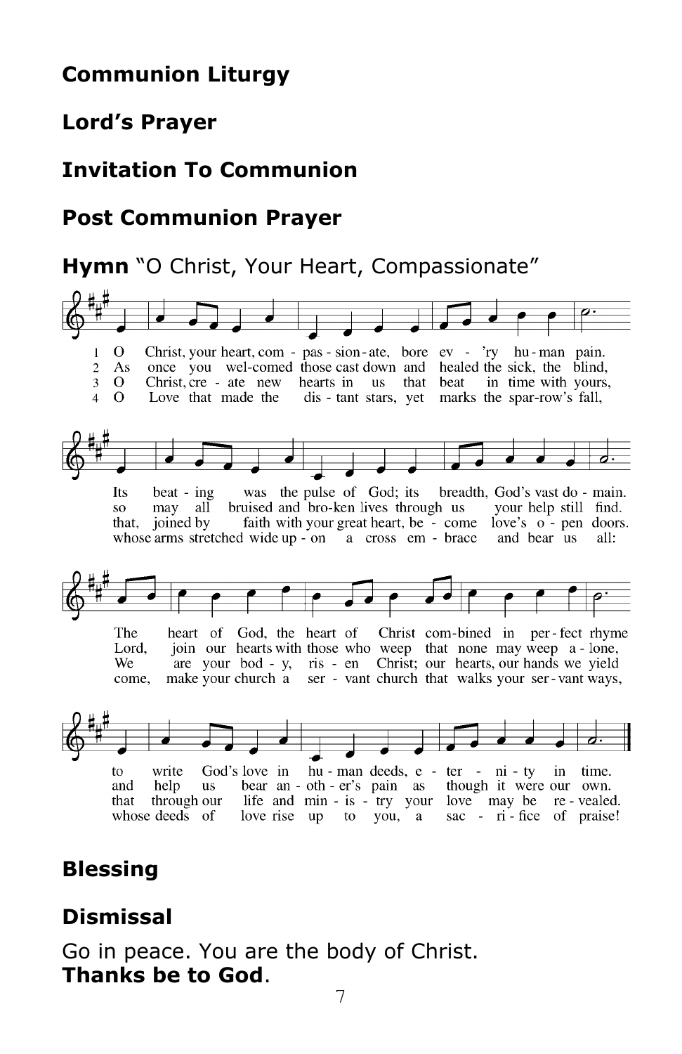**Communion Liturgy**

**Lord's Prayer**

**Invitation To Communion**

**Post Communion Prayer**

**Hymn** "O Christ, Your Heart, Compassionate"

1 O Christ, your heart, compassionate, bore ev'ry human pain.
Its beating was the pulse of God; its breadth, God's vast domain.
The heart of God, the heart of Christ combined in perfect rhyme
to write God's love in human deeds, eternity in time.

2 As once you welcomed those cast down and healed the sick, the blind,
so may all bruised and broken lives through us your help still find.
Lord, join our hearts with those who weep that none may weep alone,
and help us bear another's pain as though it were our own.

3 O Christ, create new hearts in us that beat in time with yours,
that, joined by faith with your great heart, become love's open doors.
We are your body, risen Christ; our hearts, our hands we yield
that through our life and ministry your love may be revealed.

4 O Love that made the distant stars, yet marks the sparrow's fall,
whose arms stretched wide upon a cross embrace and bear us all:
come, make your church a servant church that walks your servant ways,
whose deeds of love rise up to you, a sacrifice of praise!

**Blessing**

**Dismissal**

Go in peace. You are the body of Christ.
**Thanks be to God**.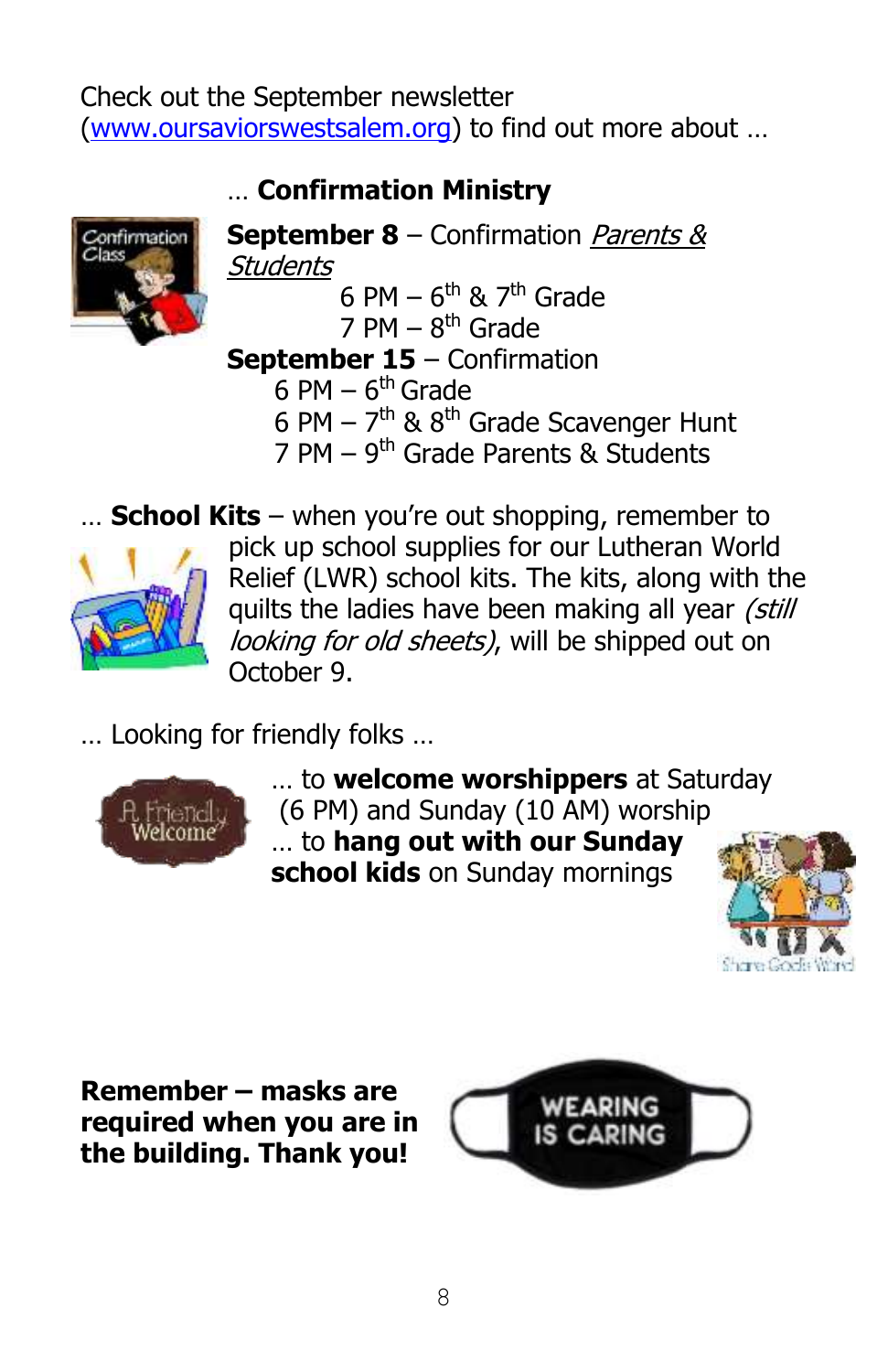Check out the September newsletter (www.oursaviorswestsalem.org) to find out more about …

… **Confirmation Ministry**

**September 8** – Confirmation *Parents & Students*

6 PM – 6th & 7th Grade
7 PM – 8th Grade

**September 15** – Confirmation

6 PM – 6th Grade
6 PM – 7th & 8th Grade Scavenger Hunt
7 PM – 9th Grade Parents & Students

… **School Kits** – when you're out shopping, remember to pick up school supplies for our Lutheran World Relief (LWR) school kits. The kits, along with the quilts the ladies have been making all year *(still looking for old sheets)*, will be shipped out on October 9.

… Looking for friendly folks …

… to **welcome worshippers** at Saturday (6 PM) and Sunday (10 AM) worship
… to **hang out with our Sunday school kids** on Sunday mornings

**Remember – masks are required when you are in the building. Thank you!**